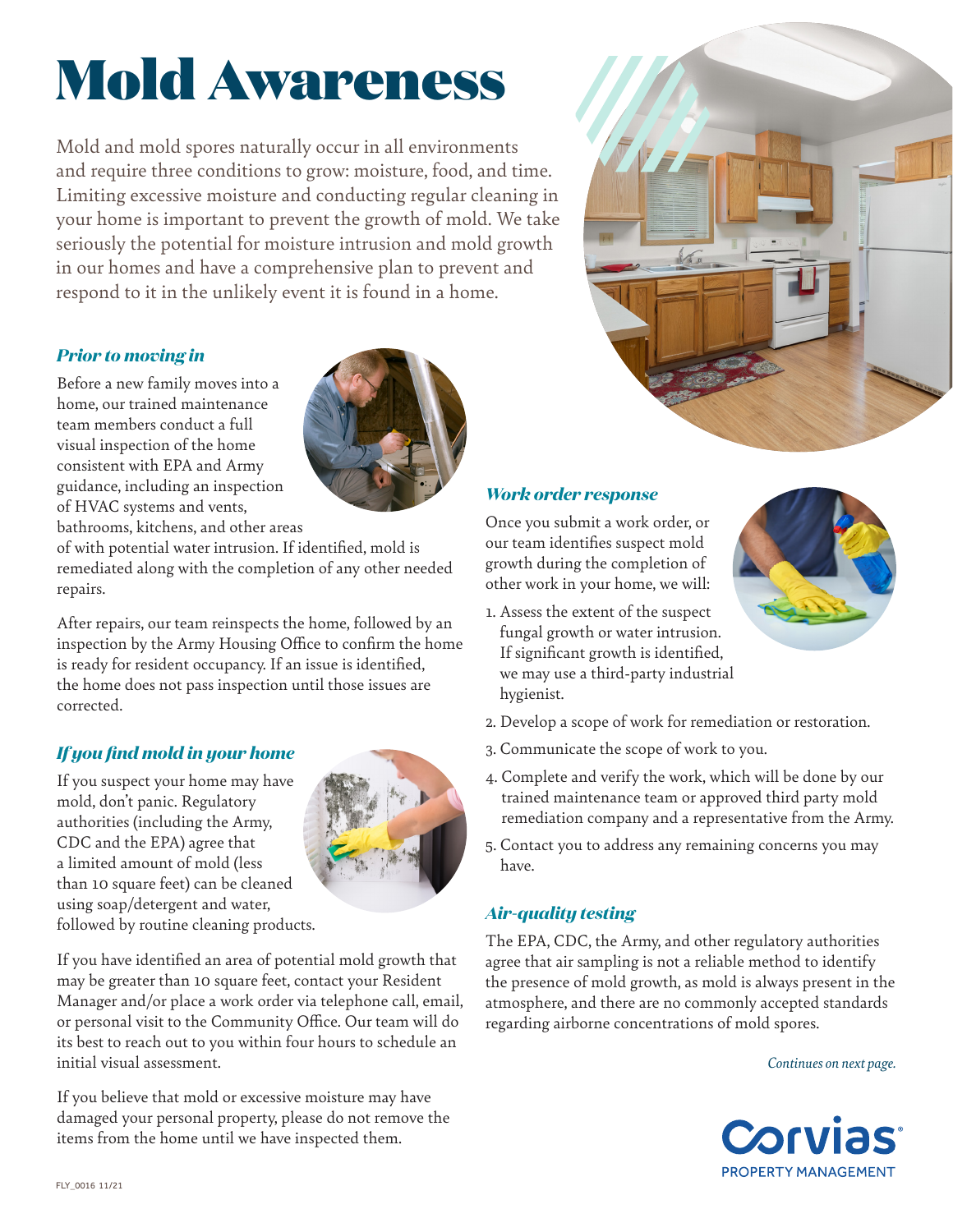# Mold Awareness

Mold and mold spores naturally occur in all environments and require three conditions to grow: moisture, food, and time. Limiting excessive moisture and conducting regular cleaning in your home is important to prevent the growth of mold. We take seriously the potential for moisture intrusion and mold growth in our homes and have a comprehensive plan to prevent and respond to it in the unlikely event it is found in a home.

### *Prior to moving in*

Before a new family moves into a home, our trained maintenance team members conduct a full visual inspection of the home consistent with EPA and Army guidance, including an inspection of HVAC systems and vents, bathrooms, kitchens, and other areas of with potential water intrusion. If identified, mold is remediated along with the completion of any other needed repairs.

After repairs, our team reinspects the home, followed by an inspection by the Army Housing Office to confirm the home is ready for resident occupancy. If an issue is identified, the home does not pass inspection until those issues are corrected.

### *If you find mold in your home*

If you suspect your home may have mold, don't panic. Regulatory authorities (including the Army, CDC and the EPA) agree that a limited amount of mold (less than 10 square feet) can be cleaned using soap/detergent and water, followed by routine cleaning products.

If you have identified an area of potential mold growth that may be greater than 10 square feet, contact your Resident Manager and/or place a work order via telephone call, email, or personal visit to the Community Office. Our team will do its best to reach out to you within four hours to schedule an initial visual assessment.

If you believe that mold or excessive moisture may have damaged your personal property, please do not remove the items from the home until we have inspected them.

### *Work order response*

Once you submit a work order, or our team identifies suspect mold growth during the completion of other work in your home, we will:

1. Assess the extent of the suspect fungal growth or water intrusion. If significant growth is identified, we may use a third-party industrial hygienist.
2. Develop a scope of work for remediation or restoration.
3. Communicate the scope of work to you.
4. Complete and verify the work, which will be done by our trained maintenance team or approved third party mold remediation company and a representative from the Army.
5. Contact you to address any remaining concerns you may have.

### *Air-quality testing*

The EPA, CDC, the Army, and other regulatory authorities agree that air sampling is not a reliable method to identify the presence of mold growth, as mold is always present in the atmosphere, and there are no commonly accepted standards regarding airborne concentrations of mold spores.

*Continues on next page.*

Corvias PROPERTY MANAGEMENT

FLY_0016 11/21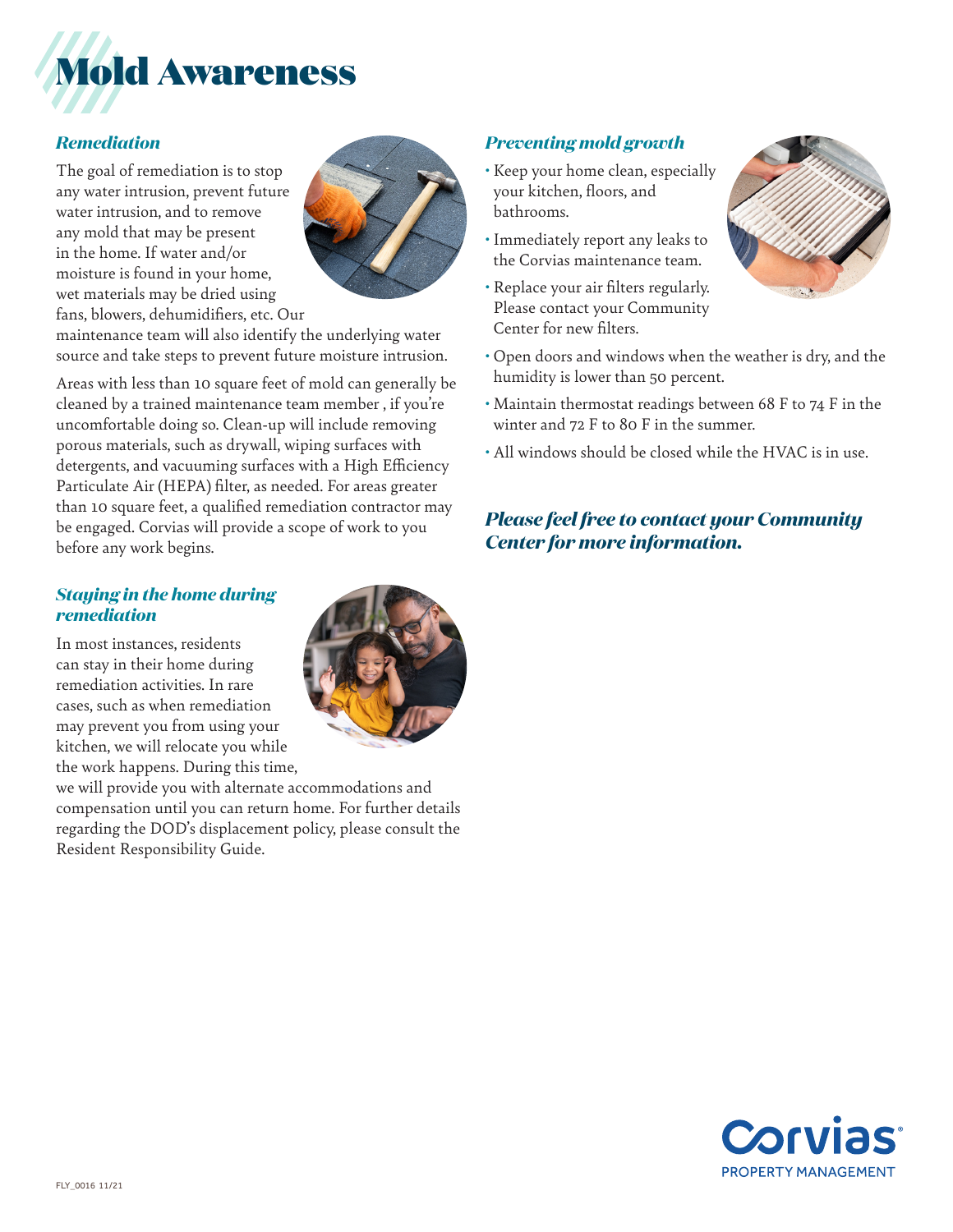# Mold Awareness

### *Remediation*

The goal of remediation is to stop any water intrusion, prevent future water intrusion, and to remove any mold that may be present in the home. If water and/or moisture is found in your home, wet materials may be dried using fans, blowers, dehumidifiers, etc. Our maintenance team will also identify the underlying water source and take steps to prevent future moisture intrusion.

Areas with less than 10 square feet of mold can generally be cleaned by a trained maintenance team member , if you're uncomfortable doing so. Clean-up will include removing porous materials, such as drywall, wiping surfaces with detergents, and vacuuming surfaces with a High Efficiency Particulate Air (HEPA) filter, as needed. For areas greater than 10 square feet, a qualified remediation contractor may be engaged. Corvias will provide a scope of work to you before any work begins.

### *Staying in the home during remediation*

In most instances, residents can stay in their home during remediation activities. In rare cases, such as when remediation may prevent you from using your kitchen, we will relocate you while the work happens. During this time, we will provide you with alternate accommodations and compensation until you can return home. For further details regarding the DOD's displacement policy, please consult the Resident Responsibility Guide.

### *Preventing mold growth*

- Keep your home clean, especially your kitchen, floors, and bathrooms.
- Immediately report any leaks to the Corvias maintenance team.
- Replace your air filters regularly. Please contact your Community Center for new filters.
- Open doors and windows when the weather is dry, and the humidity is lower than 50 percent.
- Maintain thermostat readings between 68 F to 74 F in the winter and 72 F to 80 F in the summer.
- All windows should be closed while the HVAC is in use.

***Please feel free to contact your Community Center for more information.***

Corvias PROPERTY MANAGEMENT

FLY_0016 11/21